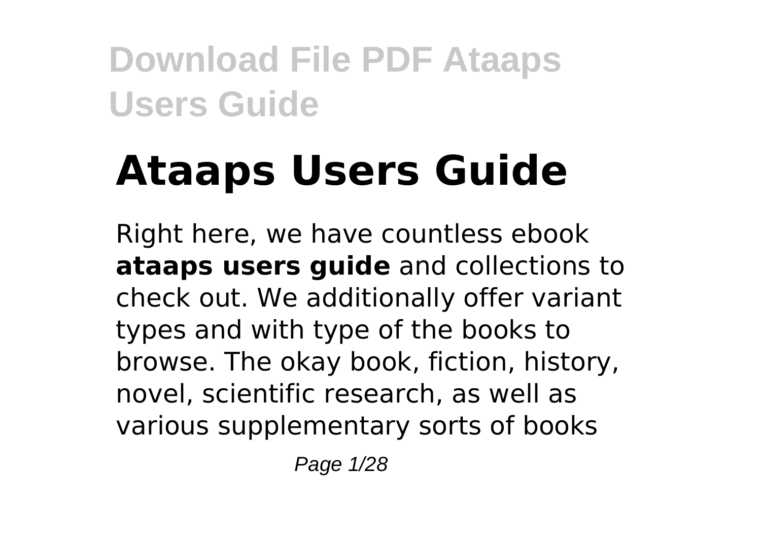# Ataaps Users Guide

Right here, we have countless ebook **ataaps users guide** and collections to check out. We additionally offer variant types and with type of the books to browse. The okay book, fiction, history, novel, scientific research, as well as various supplementary sorts of books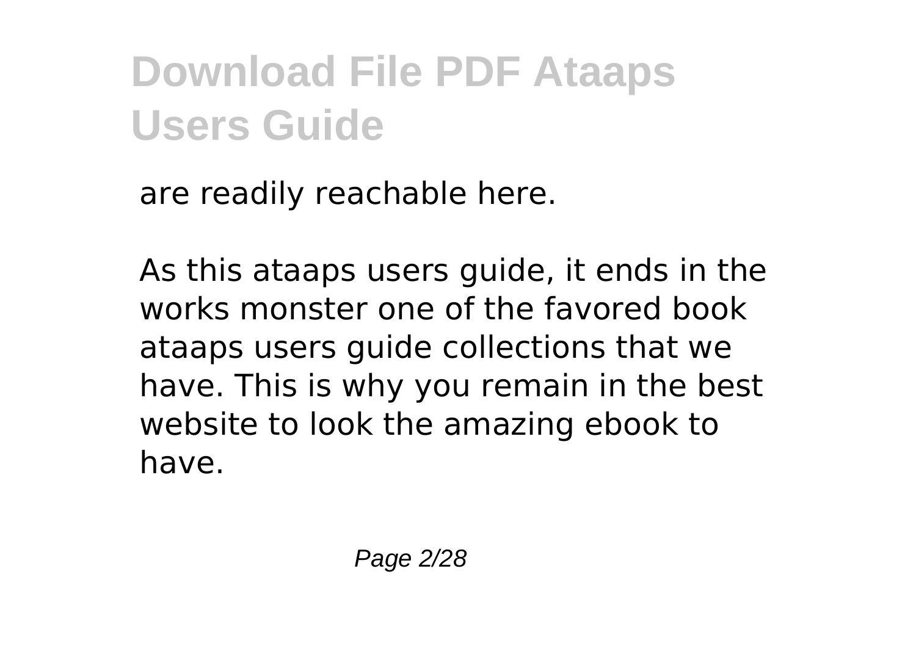are readily reachable here.

As this ataaps users guide, it ends in the works monster one of the favored book ataaps users guide collections that we have. This is why you remain in the best website to look the amazing ebook to have.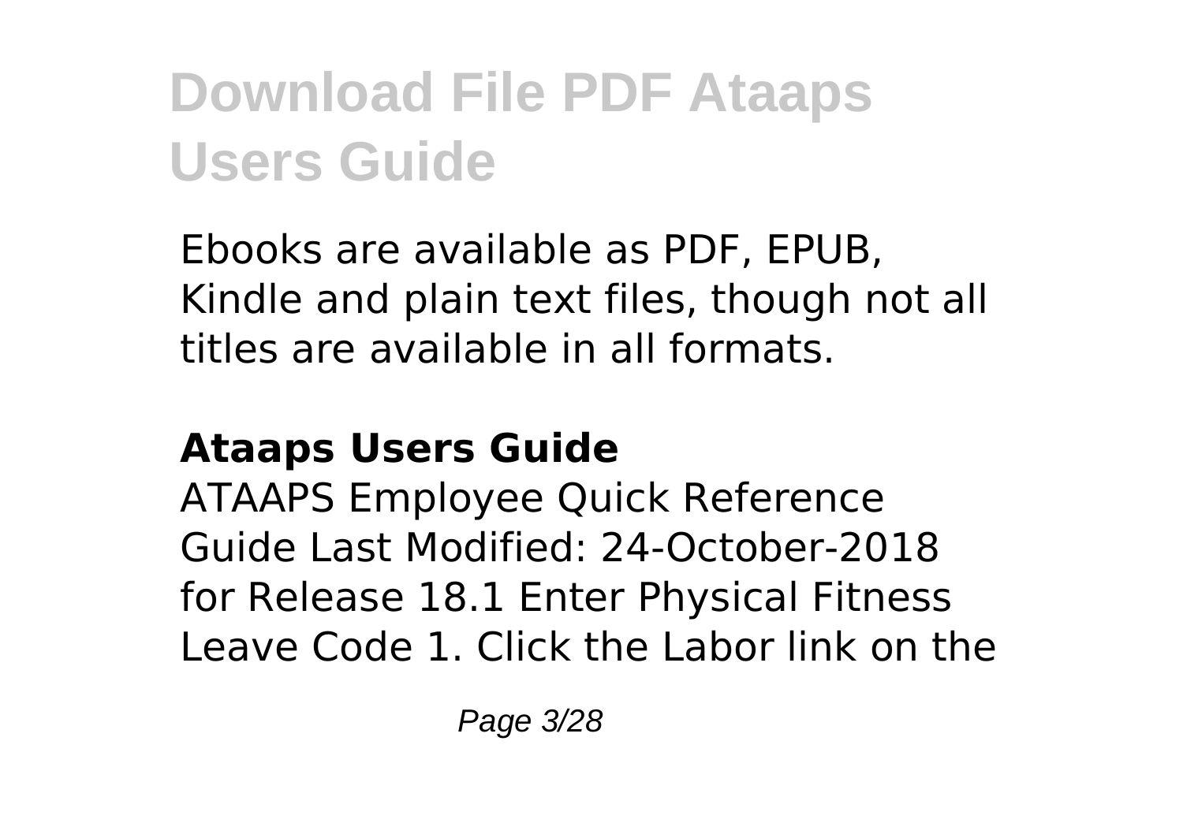# Download File PDF Ataaps Users Guide

Ebooks are available as PDF, EPUB, Kindle and plain text files, though not all titles are available in all formats.

**Ataaps Users Guide**

ATAAPS Employee Quick Reference Guide Last Modified: 24-October-2018 for Release 18.1 Enter Physical Fitness Leave Code 1. Click the Labor link on the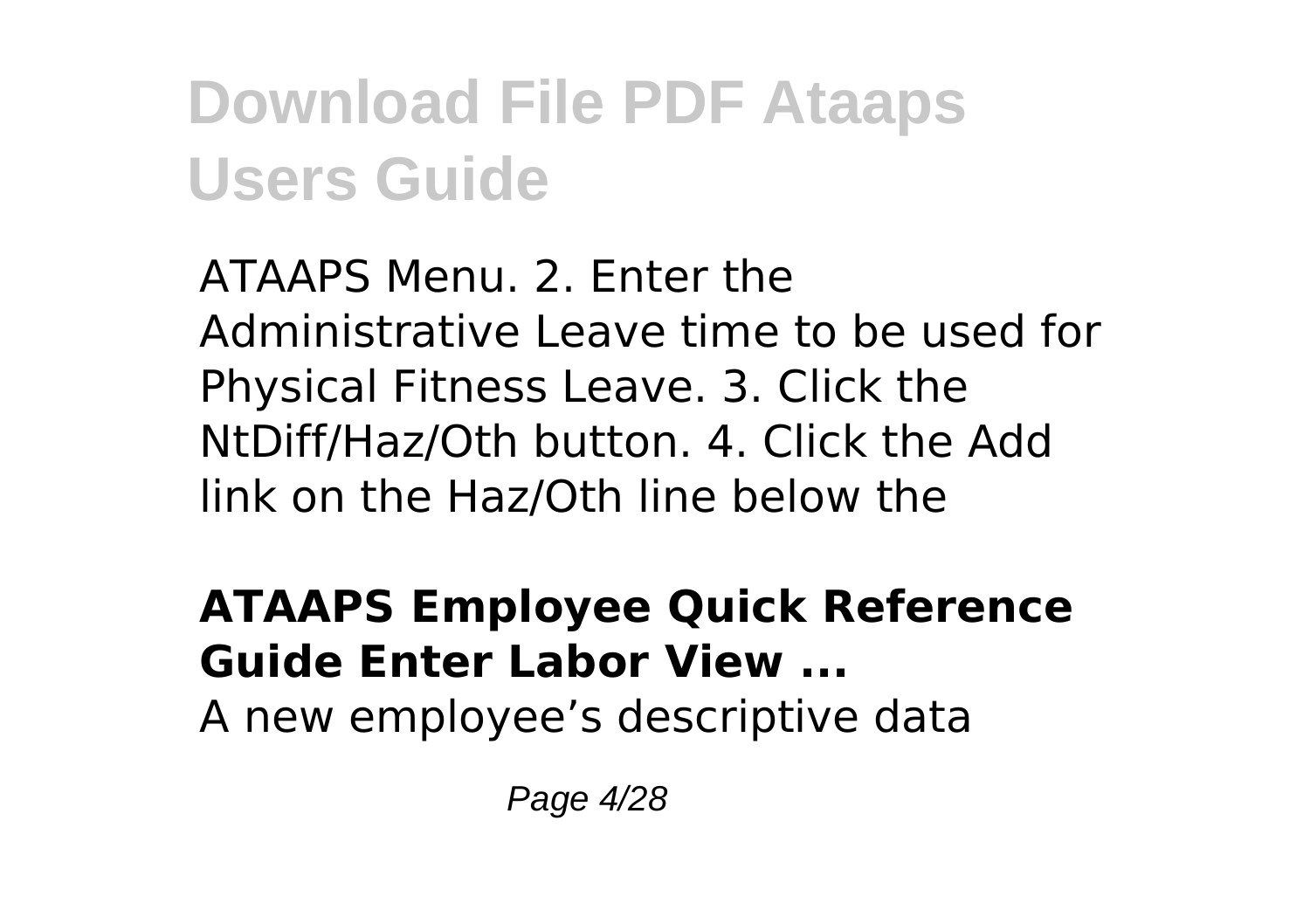ATAAPS Menu. 2. Enter the Administrative Leave time to be used for Physical Fitness Leave. 3. Click the NtDiff/Haz/Oth button. 4. Click the Add link on the Haz/Oth line below the

**ATAAPS Employee Quick Reference Guide Enter Labor View ...**

A new employee's descriptive data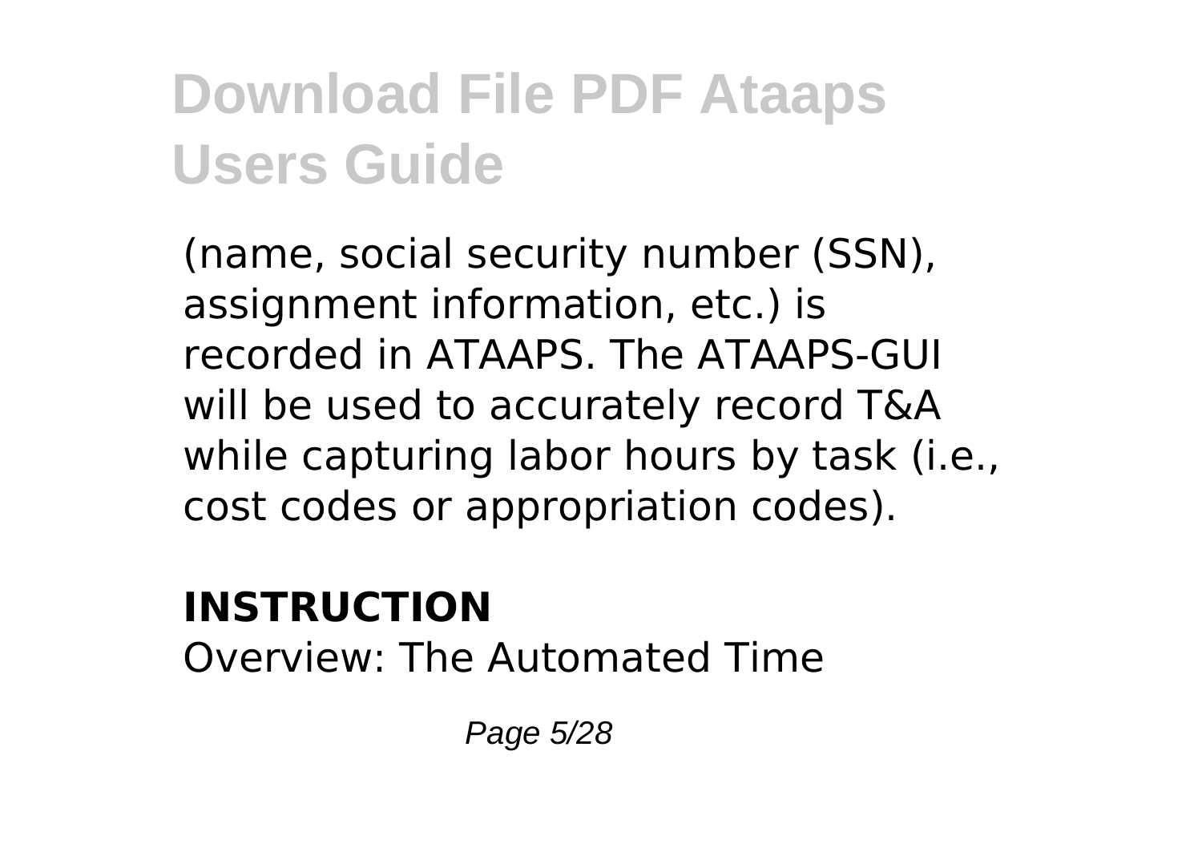# Download File PDF Ataaps Users Guide

(name, social security number (SSN), assignment information, etc.) is recorded in ATAAPS. The ATAAPS-GUI will be used to accurately record T&A while capturing labor hours by task (i.e., cost codes or appropriation codes).

**INSTRUCTION**

Overview: The Automated Time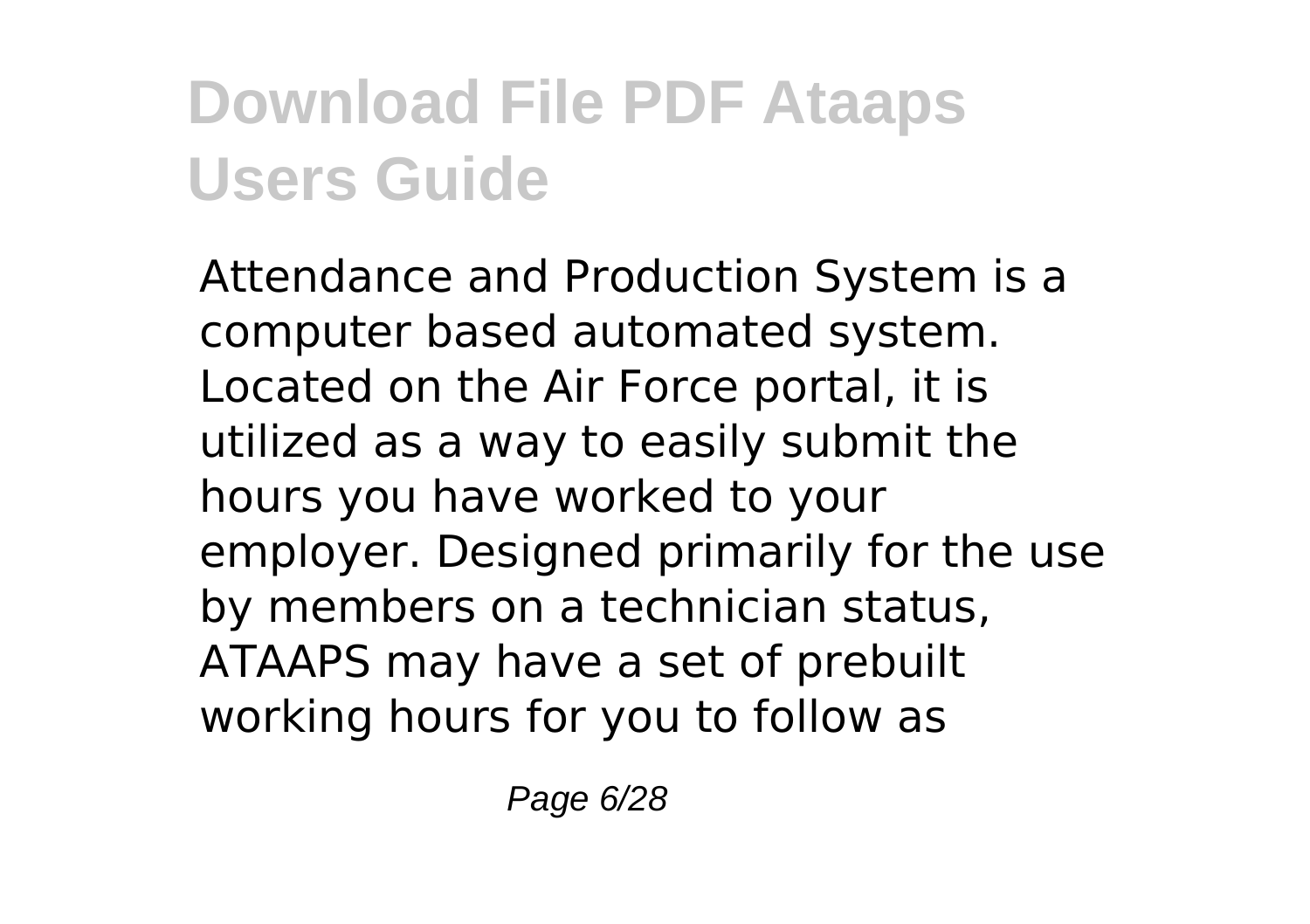Attendance and Production System is a computer based automated system. Located on the Air Force portal, it is utilized as a way to easily submit the hours you have worked to your employer. Designed primarily for the use by members on a technician status, ATAAPS may have a set of prebuilt working hours for you to follow as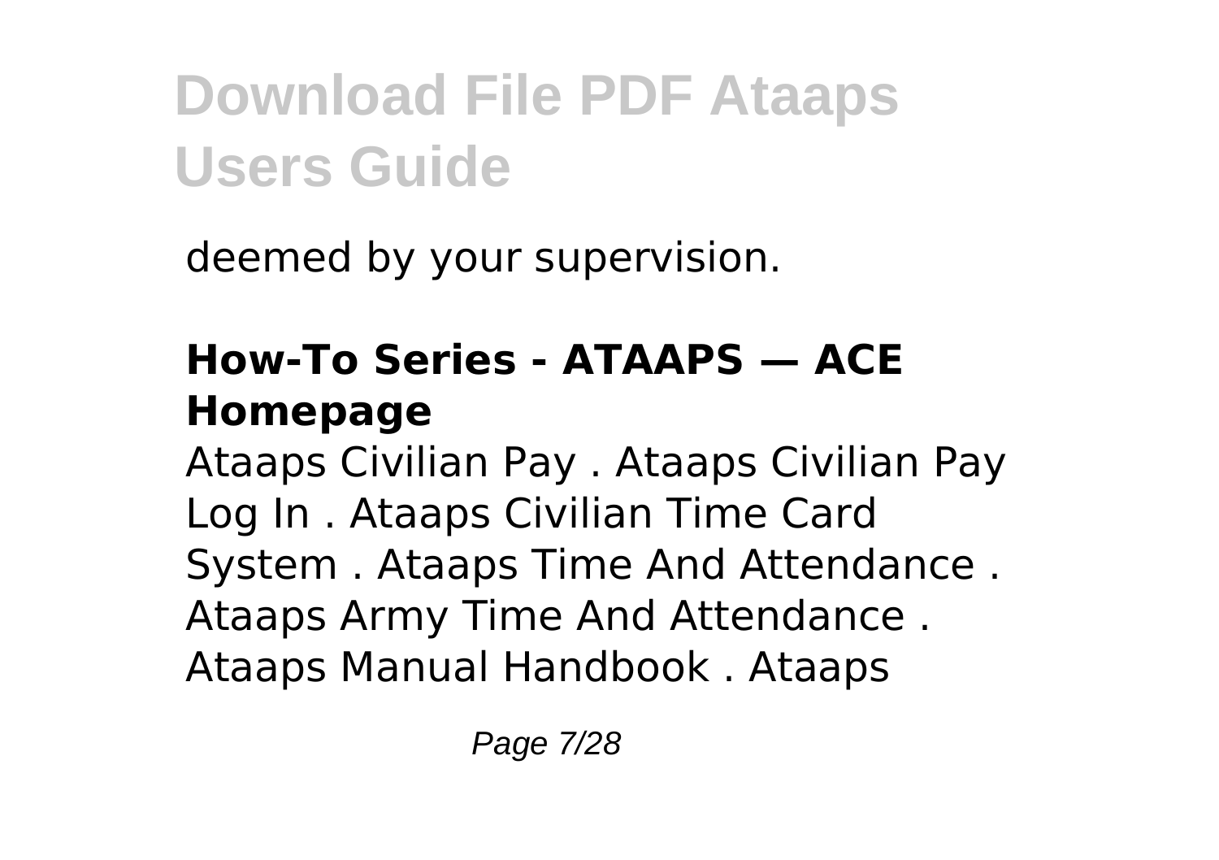deemed by your supervision.

**How-To Series - ATAAPS — ACE Homepage**

Ataaps Civilian Pay . Ataaps Civilian Pay Log In . Ataaps Civilian Time Card System . Ataaps Time And Attendance . Ataaps Army Time And Attendance . Ataaps Manual Handbook . Ataaps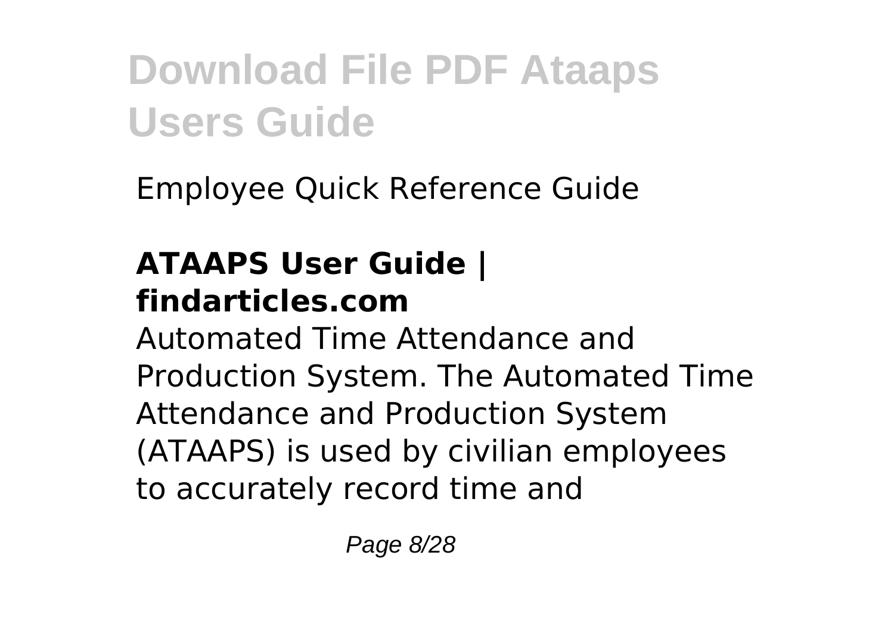Employee Quick Reference Guide

**ATAAPS User Guide | findarticles.com**

Automated Time Attendance and Production System. The Automated Time Attendance and Production System (ATAAPS) is used by civilian employees to accurately record time and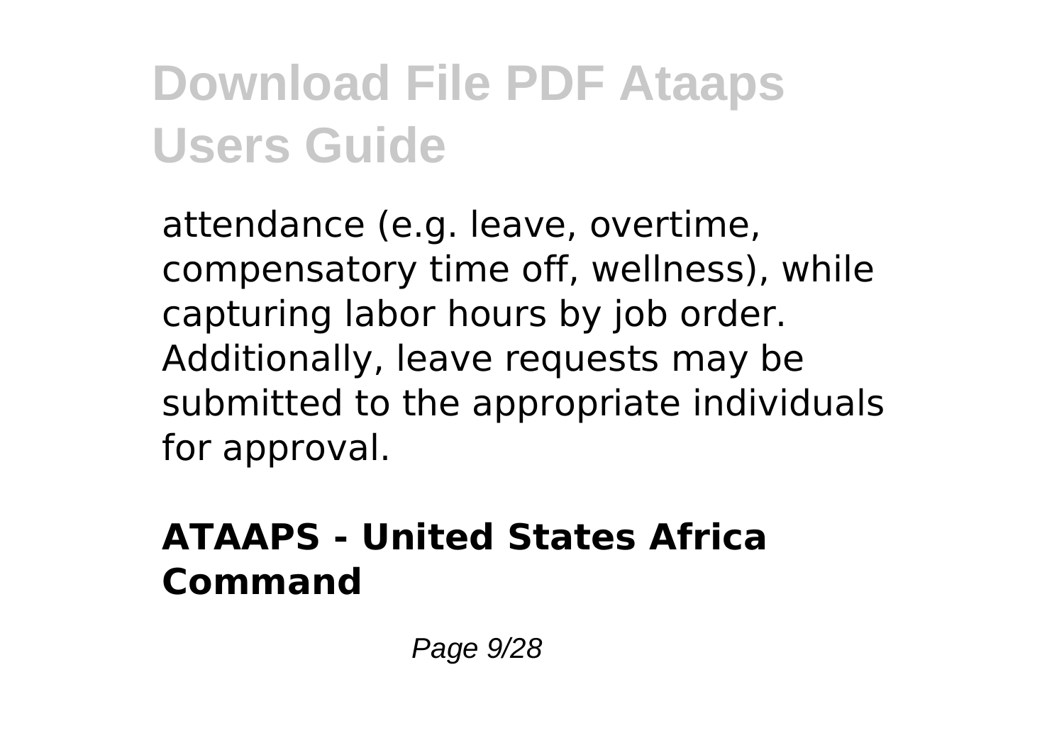attendance (e.g. leave, overtime, compensatory time off, wellness), while capturing labor hours by job order. Additionally, leave requests may be submitted to the appropriate individuals for approval.

### ATAAPS - United States Africa Command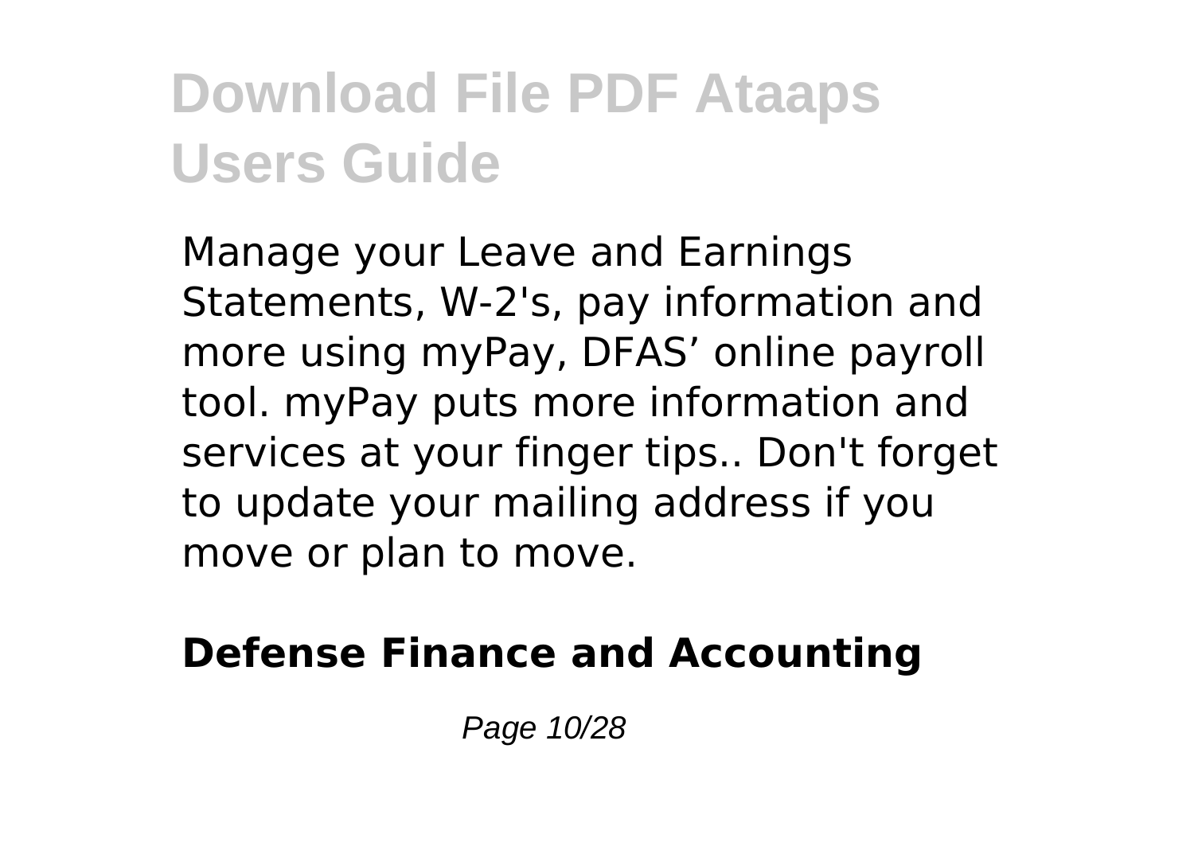Manage your Leave and Earnings Statements, W-2's, pay information and more using myPay, DFAS’ online payroll tool. myPay puts more information and services at your finger tips.. Don't forget to update your mailing address if you move or plan to move.

**Defense Finance and Accounting**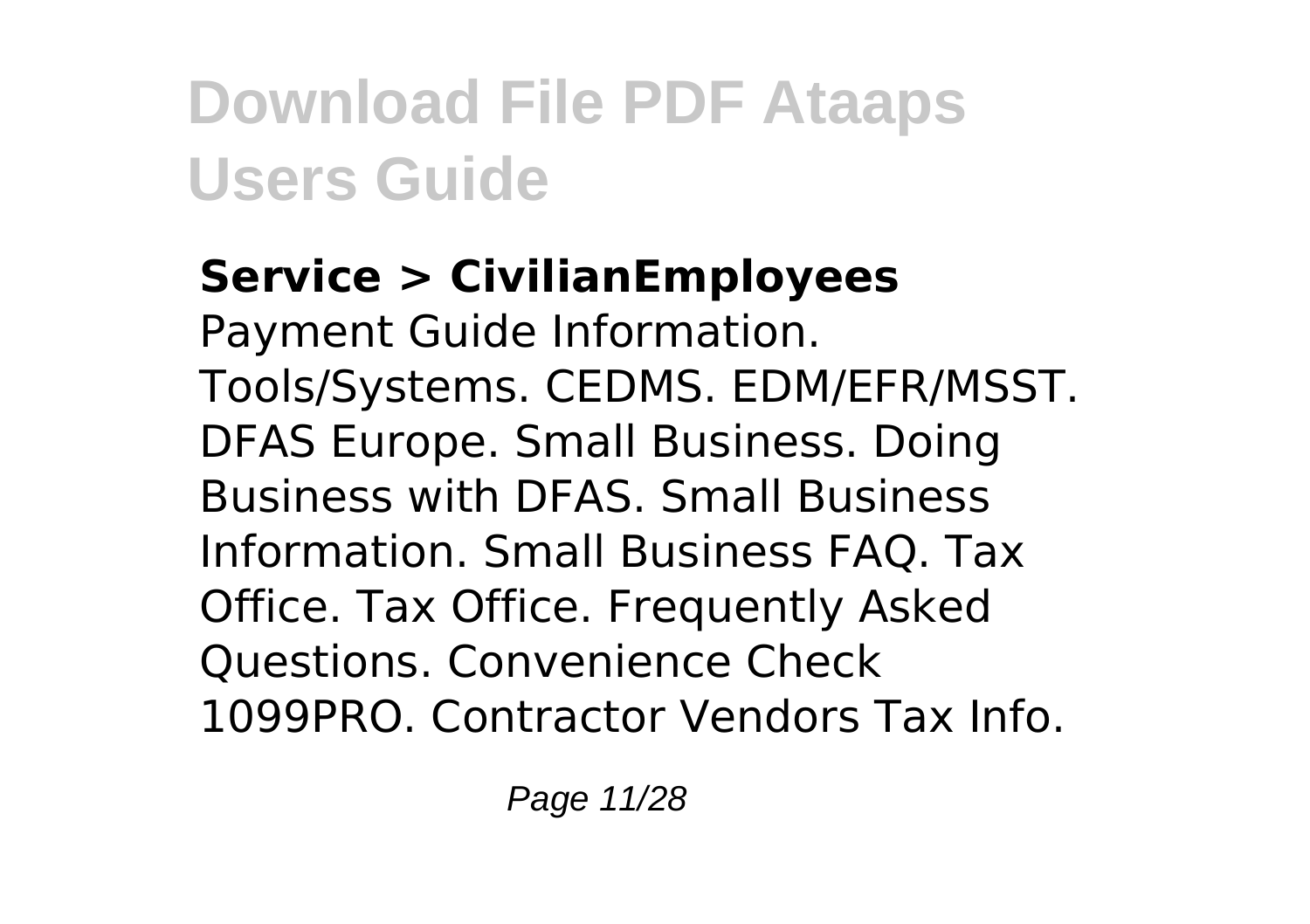**Service > CivilianEmployees**
Payment Guide Information. Tools/Systems. CEDMS. EDM/EFR/MSST. DFAS Europe. Small Business. Doing Business with DFAS. Small Business Information. Small Business FAQ. Tax Office. Tax Office. Frequently Asked Questions. Convenience Check 1099PRO. Contractor Vendors Tax Info.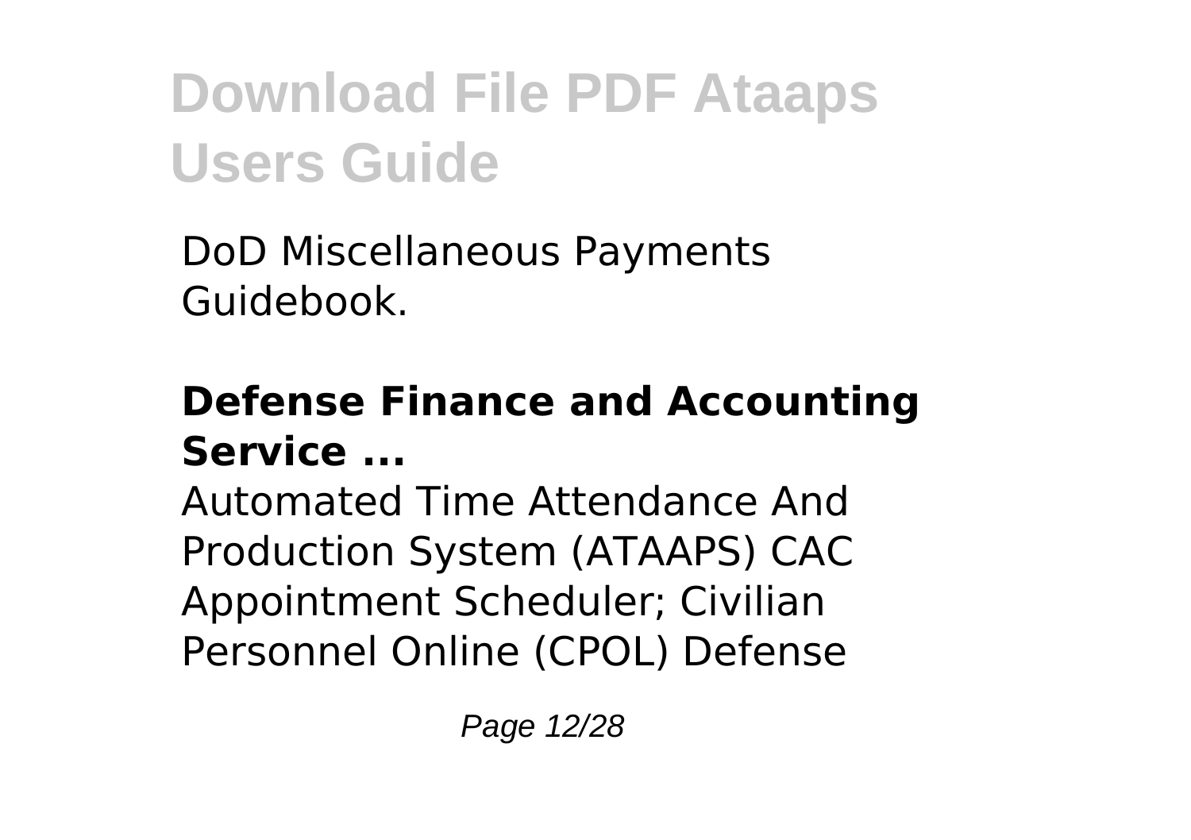DoD Miscellaneous Payments Guidebook.

**Defense Finance and Accounting Service ...**

Automated Time Attendance And Production System (ATAAPS) CAC Appointment Scheduler; Civilian Personnel Online (CPOL) Defense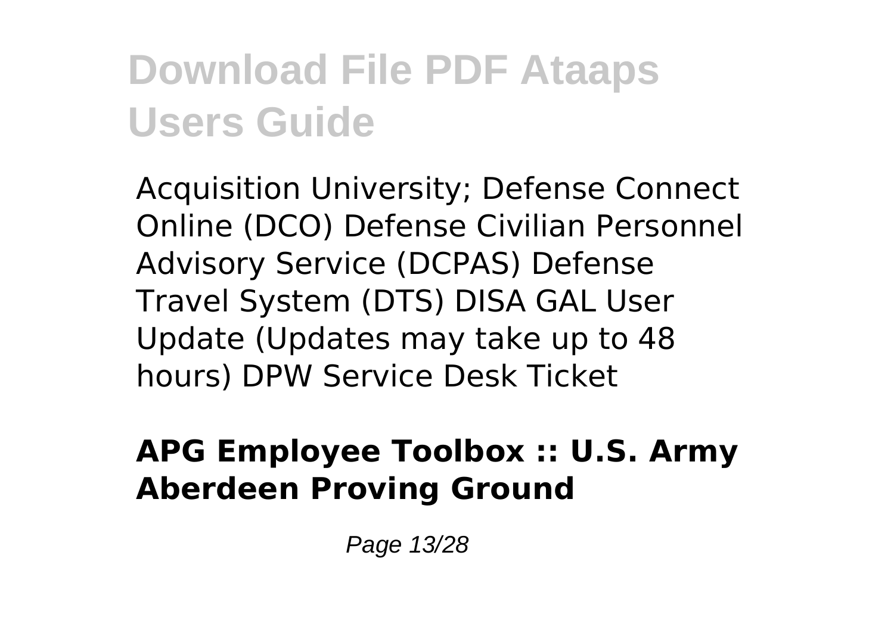Acquisition University; Defense Connect Online (DCO) Defense Civilian Personnel Advisory Service (DCPAS) Defense Travel System (DTS) DISA GAL User Update (Updates may take up to 48 hours) DPW Service Desk Ticket

**APG Employee Toolbox :: U.S. Army Aberdeen Proving Ground**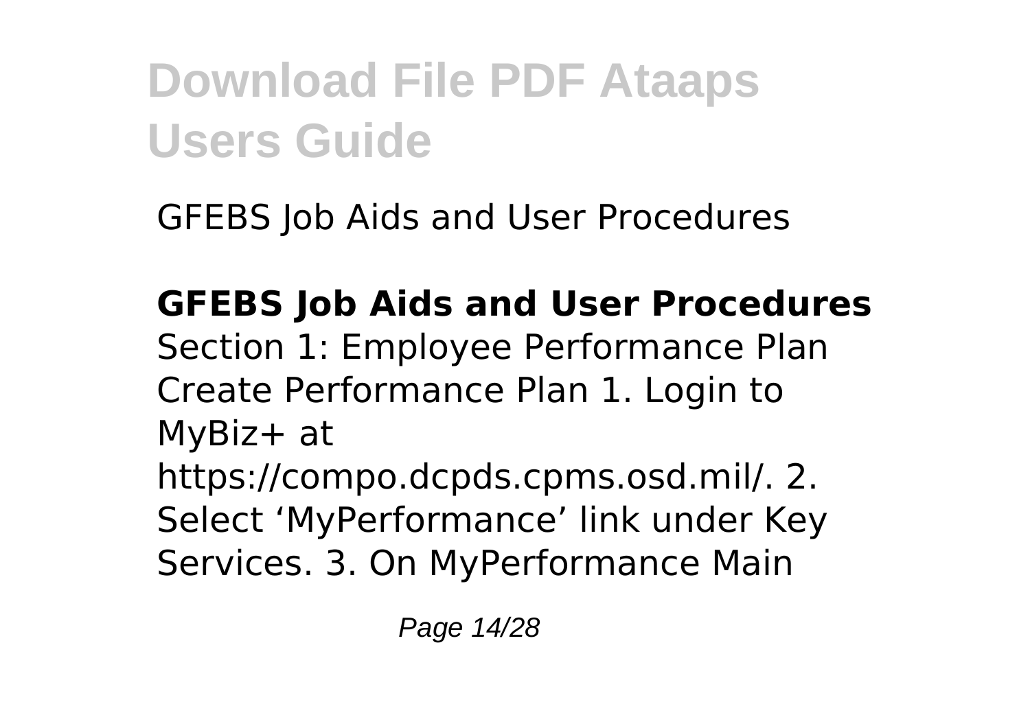GFEBS Job Aids and User Procedures

**GFEBS Job Aids and User Procedures**
Section 1: Employee Performance Plan Create Performance Plan 1. Login to MyBiz+ at https://compo.dcpds.cpms.osd.mil/. 2. Select 'MyPerformance' link under Key Services. 3. On MyPerformance Main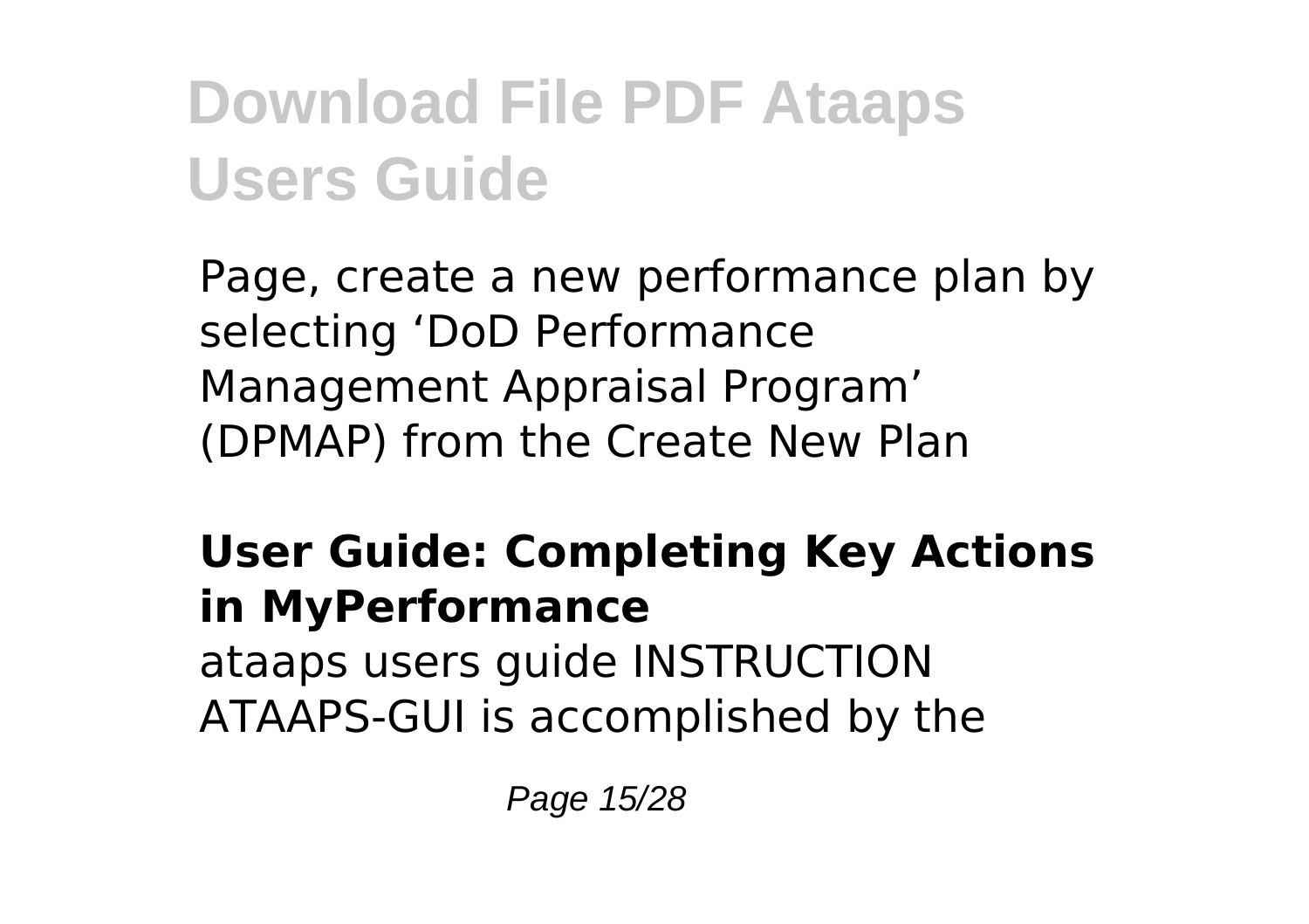Page, create a new performance plan by selecting 'DoD Performance Management Appraisal Program' (DPMAP) from the Create New Plan

**User Guide: Completing Key Actions in MyPerformance**

ataaps users guide INSTRUCTION ATAAPS-GUI is accomplished by the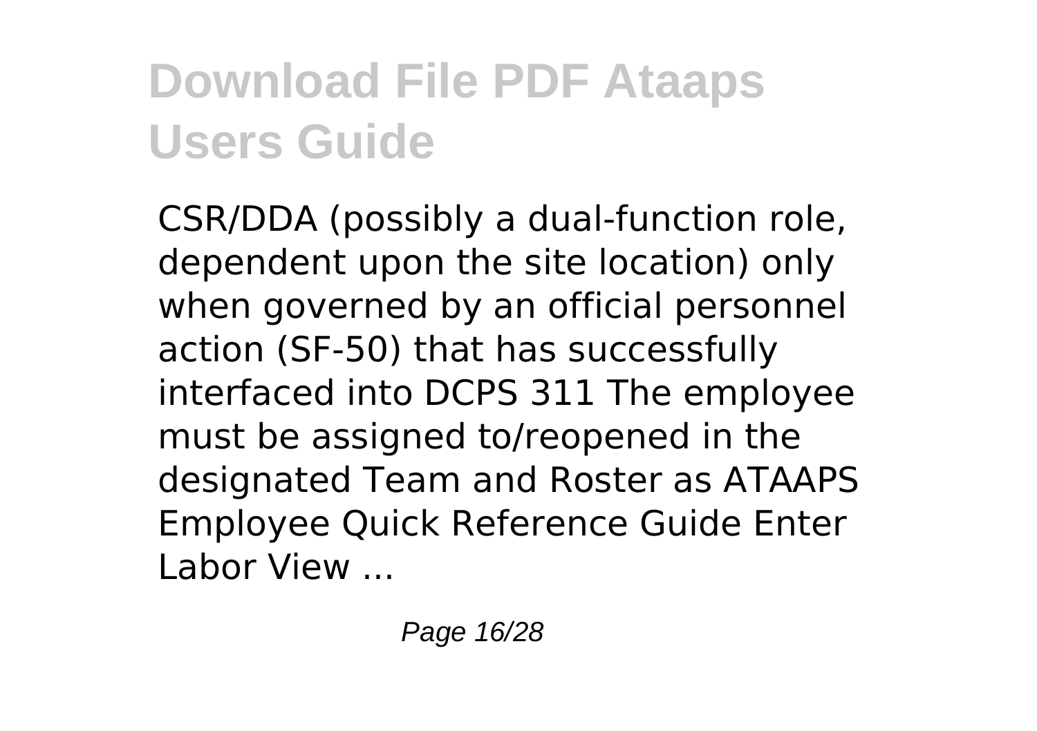# Download File PDF Ataaps Users Guide

CSR/DDA (possibly a dual-function role, dependent upon the site location) only when governed by an official personnel action (SF-50) that has successfully interfaced into DCPS 311 The employee must be assigned to/reopened in the designated Team and Roster as ATAAPS Employee Quick Reference Guide Enter Labor View ...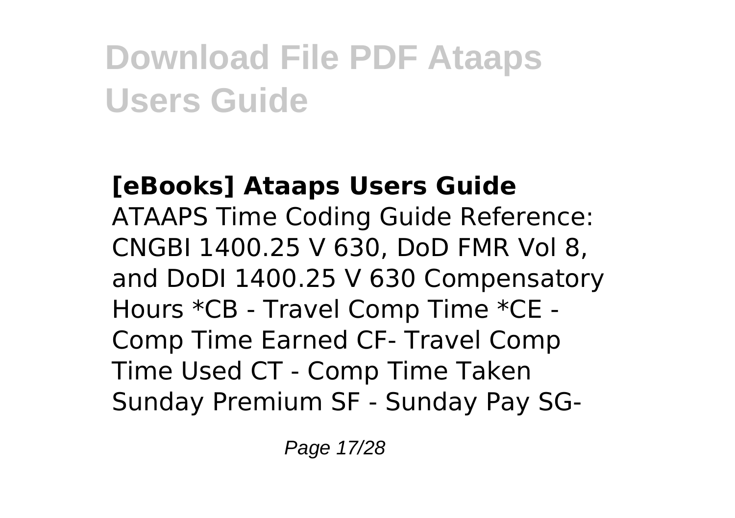# Download File PDF Ataaps Users Guide

**[eBooks] Ataaps Users Guide**

ATAAPS Time Coding Guide Reference: CNGBI 1400.25 V 630, DoD FMR Vol 8, and DoDI 1400.25 V 630 Compensatory Hours *CB - Travel Comp Time *CE - Comp Time Earned CF- Travel Comp Time Used CT - Comp Time Taken Sunday Premium SF - Sunday Pay SG-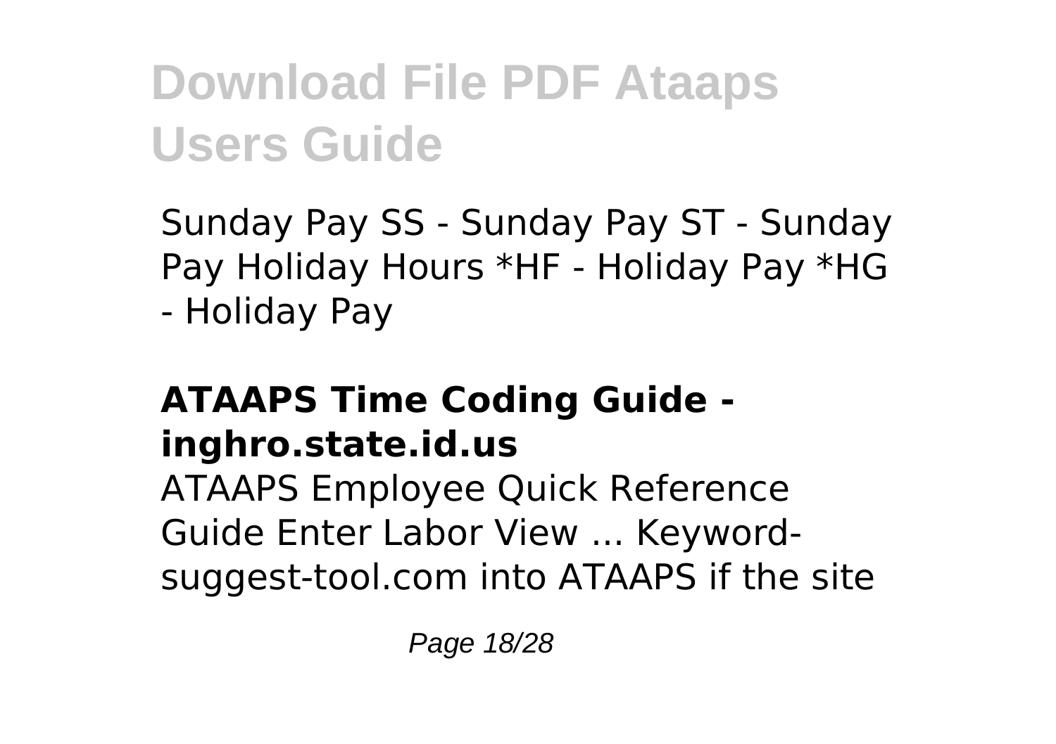Sunday Pay SS - Sunday Pay ST - Sunday Pay Holiday Hours *HF - Holiday Pay *HG - Holiday Pay

**ATAAPS Time Coding Guide - inghro.state.id.us**

ATAAPS Employee Quick Reference Guide Enter Labor View ... Keyword-suggest-tool.com into ATAAPS if the site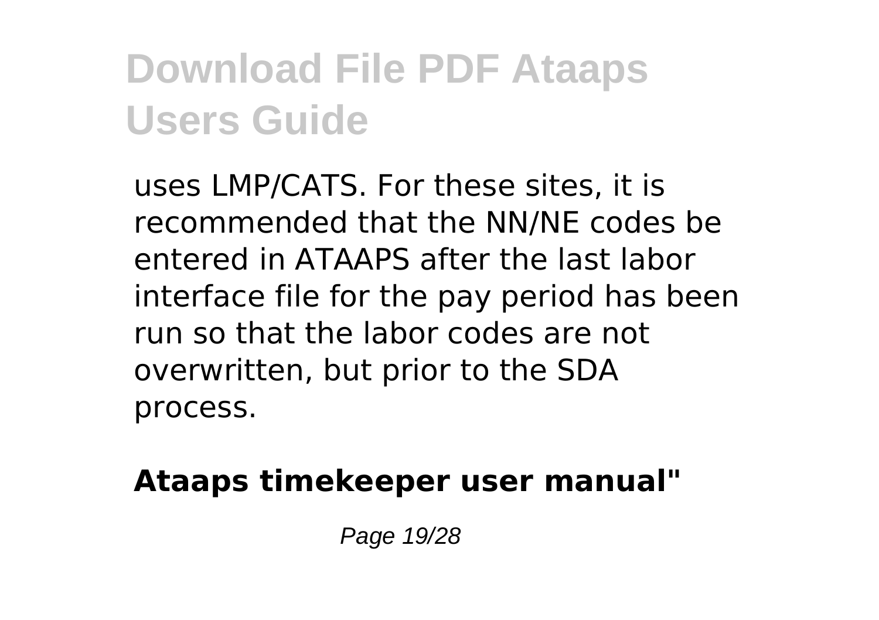uses LMP/CATS. For these sites, it is recommended that the NN/NE codes be entered in ATAAPS after the last labor interface file for the pay period has been run so that the labor codes are not overwritten, but prior to the SDA process.

**Ataaps timekeeper user manual"**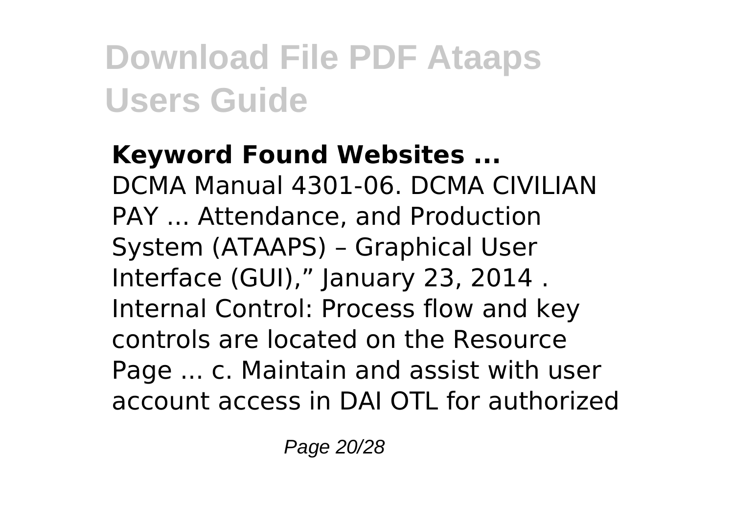**Keyword Found Websites ...**
DCMA Manual 4301-06. DCMA CIVILIAN PAY ... Attendance, and Production System (ATAAPS) – Graphical User Interface (GUI)," January 23, 2014 . Internal Control: Process flow and key controls are located on the Resource Page ... c. Maintain and assist with user account access in DAI OTL for authorized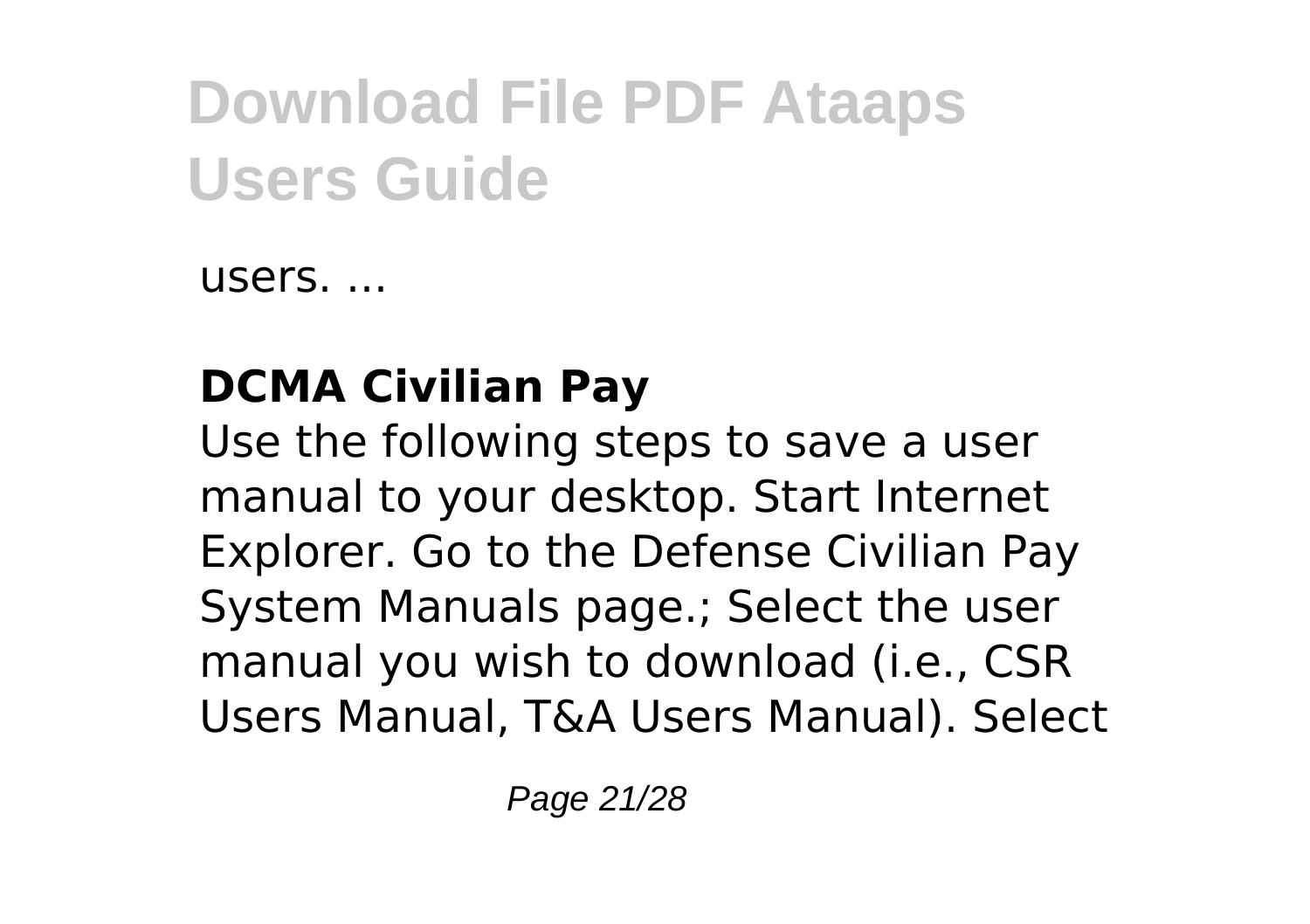users. ...

**DCMA Civilian Pay**

Use the following steps to save a user manual to your desktop. Start Internet Explorer. Go to the Defense Civilian Pay System Manuals page.; Select the user manual you wish to download (i.e., CSR Users Manual, T&A Users Manual). Select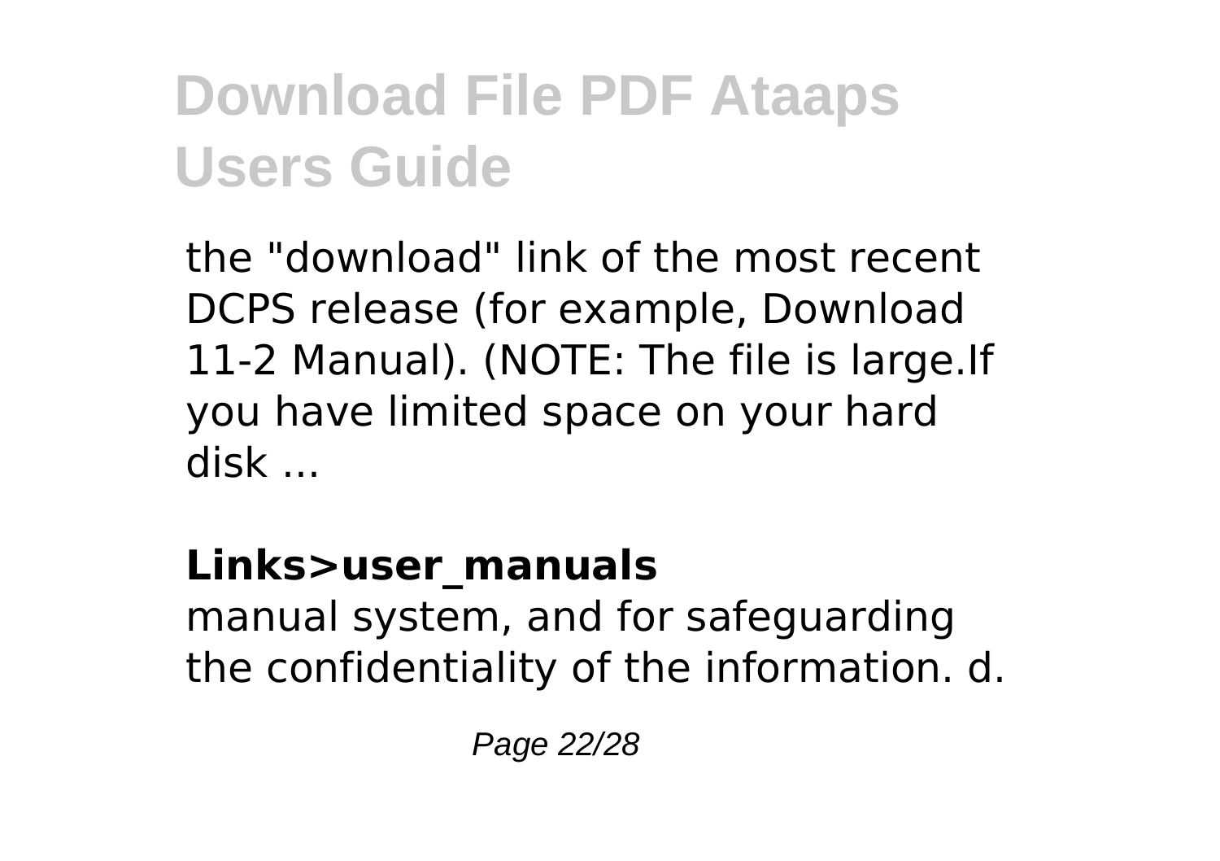the "download" link of the most recent DCPS release (for example, Download 11-2 Manual). (NOTE: The file is large.If you have limited space on your hard disk ...

**Links>user_manuals**

manual system, and for safeguarding the confidentiality of the information. d.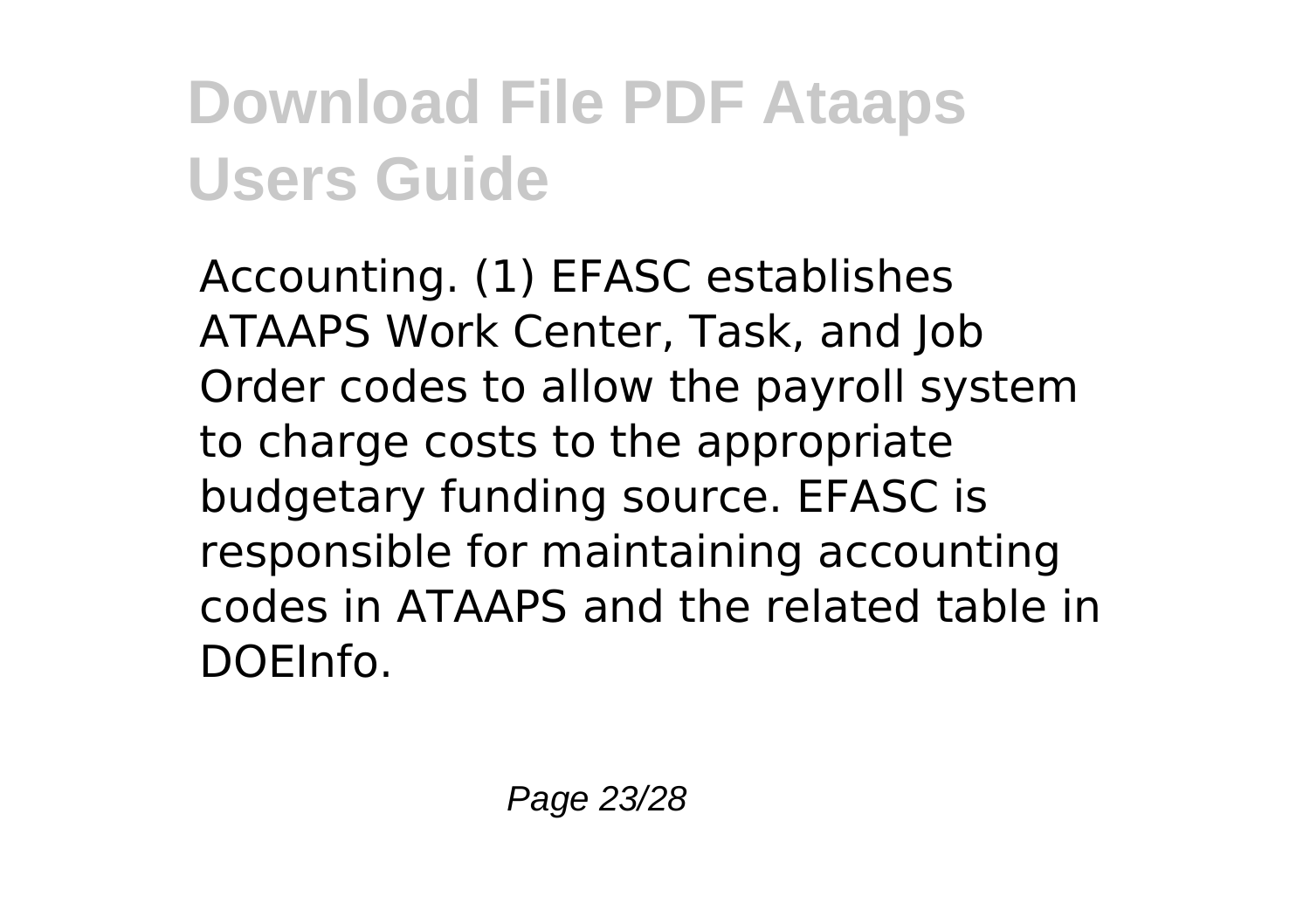Accounting. (1) EFASC establishes ATAAPS Work Center, Task, and Job Order codes to allow the payroll system to charge costs to the appropriate budgetary funding source. EFASC is responsible for maintaining accounting codes in ATAAPS and the related table in DOEInfo.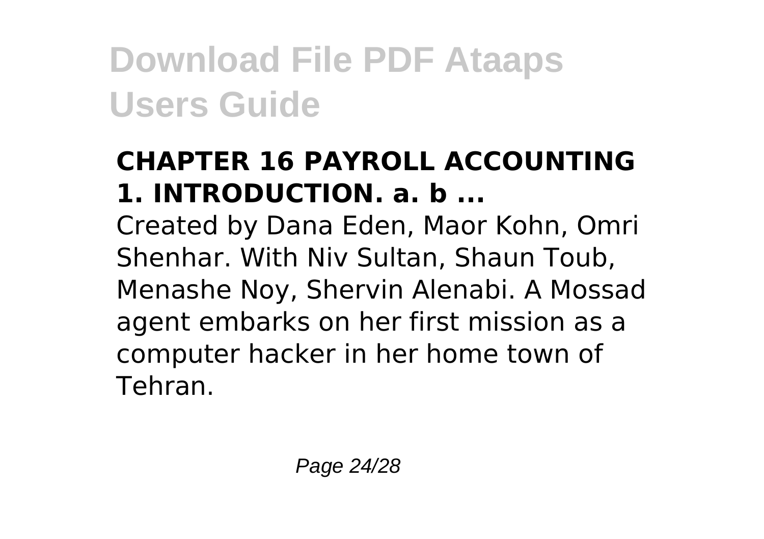### CHAPTER 16 PAYROLL ACCOUNTING 1. INTRODUCTION. a. b ...

Created by Dana Eden, Maor Kohn, Omri Shenhar. With Niv Sultan, Shaun Toub, Menashe Noy, Shervin Alenabi. A Mossad agent embarks on her first mission as a computer hacker in her home town of Tehran.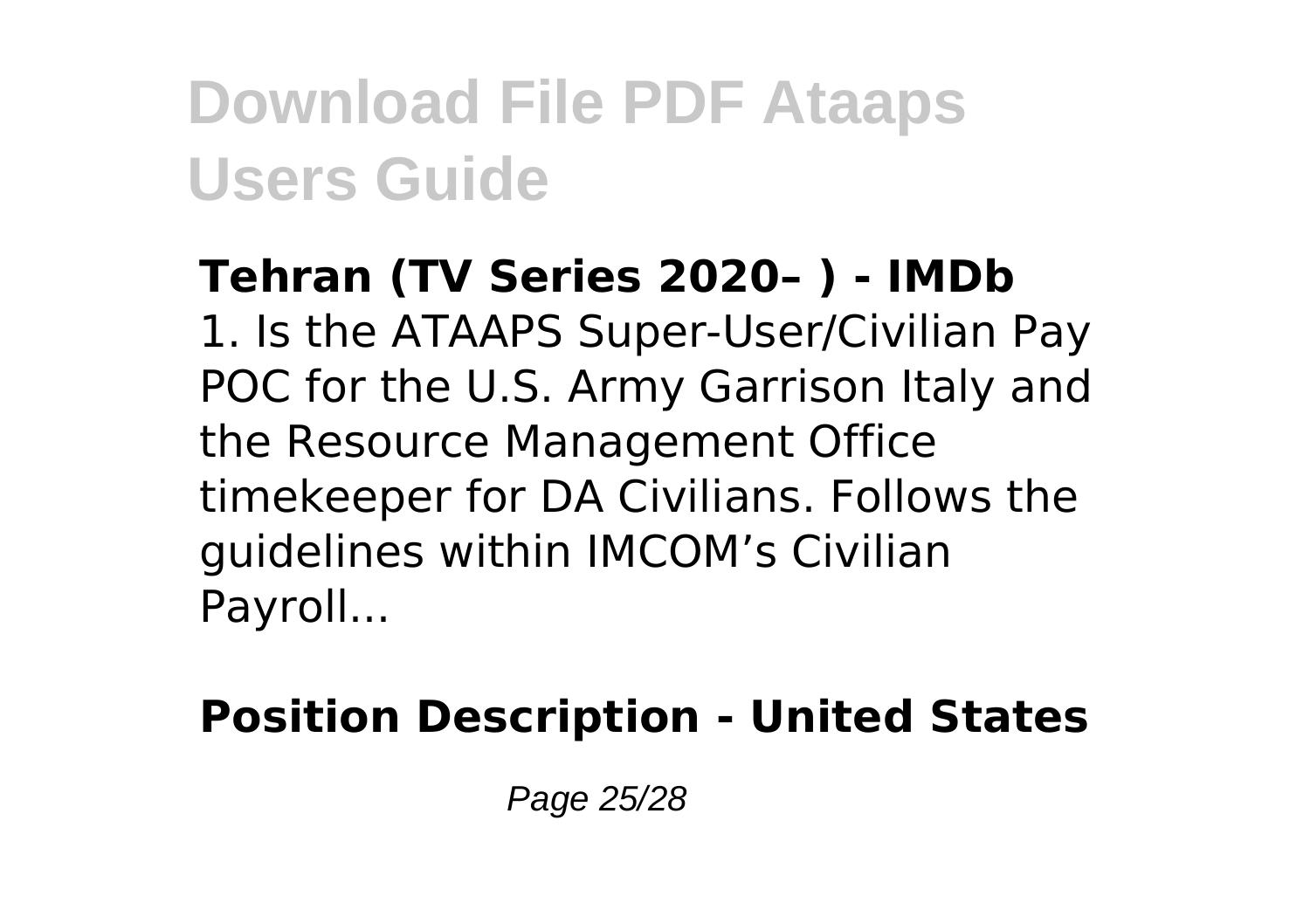**Tehran (TV Series 2020– ) - IMDb**

1. Is the ATAAPS Super-User/Civilian Pay POC for the U.S. Army Garrison Italy and the Resource Management Office timekeeper for DA Civilians. Follows the guidelines within IMCOM's Civilian Payroll...

**Position Description - United States**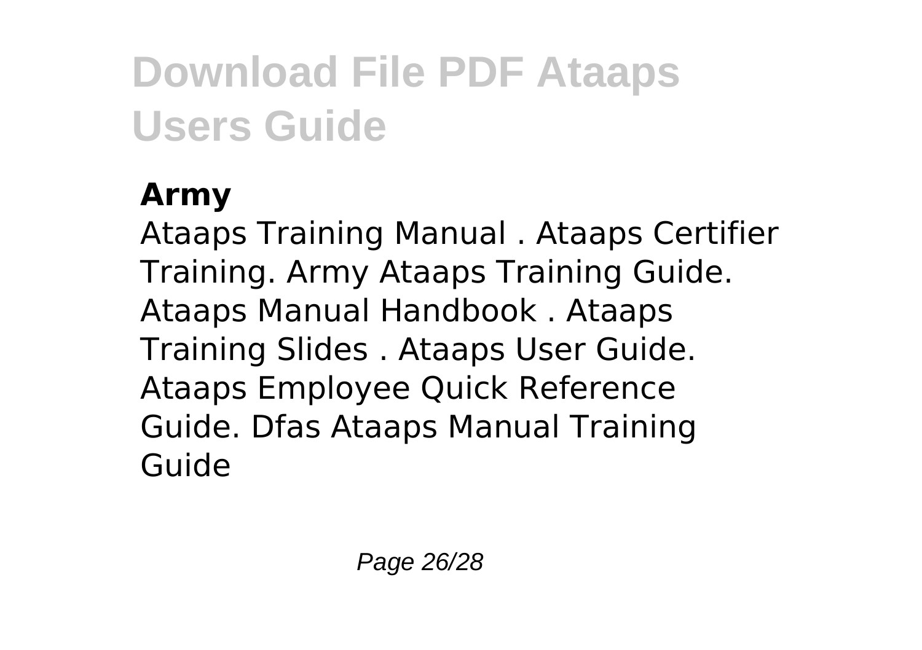### Army

Ataaps Training Manual . Ataaps Certifier Training. Army Ataaps Training Guide. Ataaps Manual Handbook . Ataaps Training Slides . Ataaps User Guide. Ataaps Employee Quick Reference Guide. Dfas Ataaps Manual Training Guide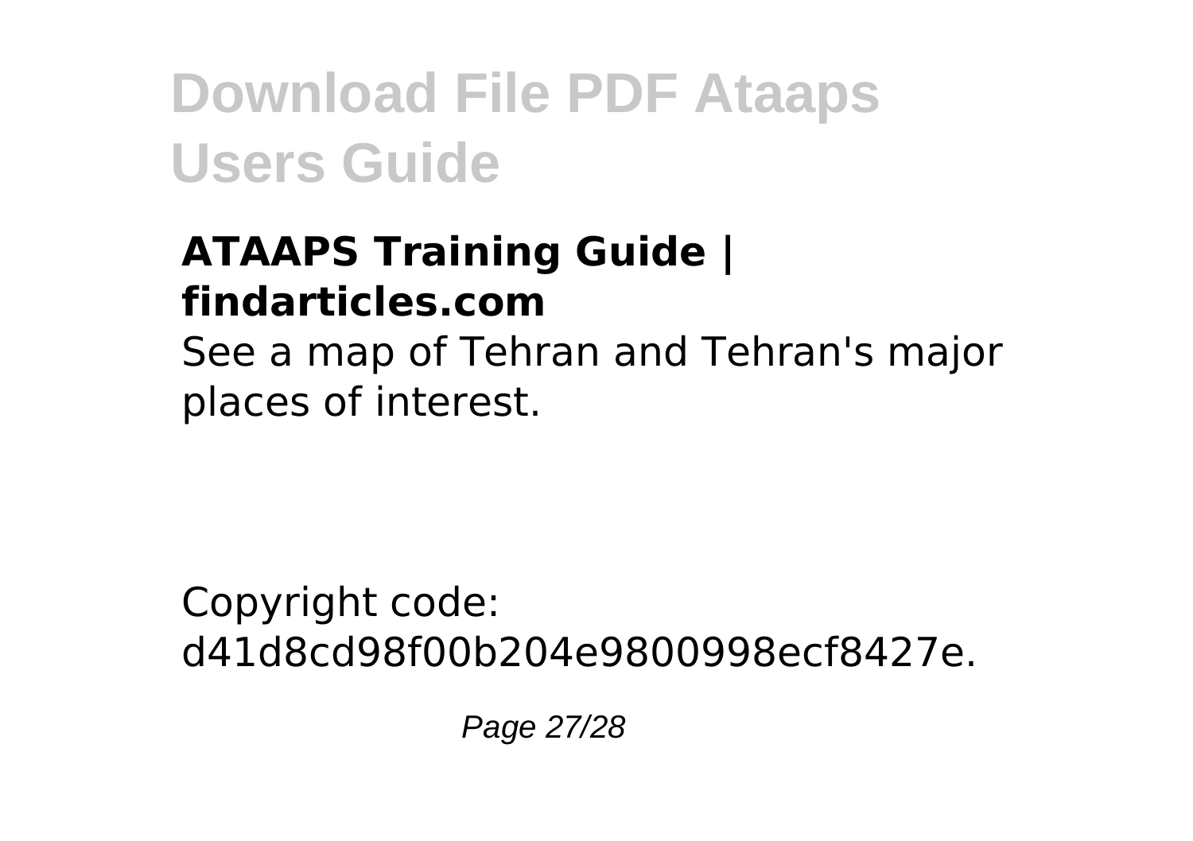**ATAAPS Training Guide | findarticles.com**

See a map of Tehran and Tehran's major places of interest.

Copyright code: d41d8cd98f00b204e9800998ecf8427e.